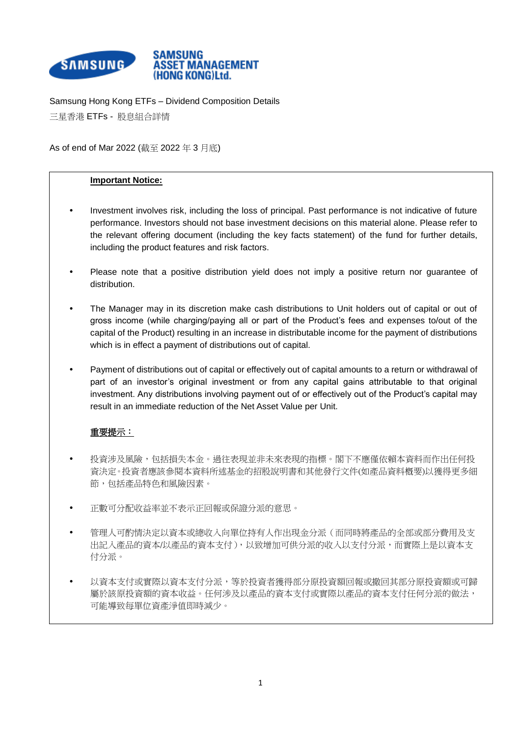SAMSUNG ASSET MANAGEMENT (HONG KONG)Ltd.

Samsung Hong Kong ETFs – Dividend Composition Details

三星香港 ETFs - 股息組合詳情

As of end of Mar 2022 (截至 2022 年 3 月底)

**Important Notice:**

- Investment involves risk, including the loss of principal. Past performance is not indicative of future performance. Investors should not base investment decisions on this material alone. Please refer to the relevant offering document (including the key facts statement) of the fund for further details, including the product features and risk factors.
- Please note that a positive distribution yield does not imply a positive return nor guarantee of distribution.
- The Manager may in its discretion make cash distributions to Unit holders out of capital or out of gross income (while charging/paying all or part of the Product's fees and expenses to/out of the capital of the Product) resulting in an increase in distributable income for the payment of distributions which is in effect a payment of distributions out of capital.
- Payment of distributions out of capital or effectively out of capital amounts to a return or withdrawal of part of an investor's original investment or from any capital gains attributable to that original investment. Any distributions involving payment out of or effectively out of the Product's capital may result in an immediate reduction of the Net Asset Value per Unit.

**重要提示：**

- 投資涉及風險，包括損失本金。過往表現並非未來表現的指標。閣下不應僅依賴本資料而作出任何投資決定。投資者應該參閱本資料所述基金的招股說明書和其他發行文件(如產品資料概要)以獲得更多細節，包括產品特色和風險因素。
- 正數可分配收益率並不表示正回報或保證分派的意思。
- 管理人可酌情決定以資本或總收入向單位持有人作出現金分派（而同時將產品的全部或部分費用及支出記入產品的資本/以產品的資本支付），以致增加可供分派的收入以支付分派，而實際上是以資本支付分派。
- 以資本支付或實際以資本支付分派，等於投資者獲得部分原投資額回報或撤回其部分原投資額或可歸屬於該原投資額的資本收益。任何涉及以產品的資本支付或實際以產品的資本支付任何分派的做法，可能導致每單位資產淨值即時減少。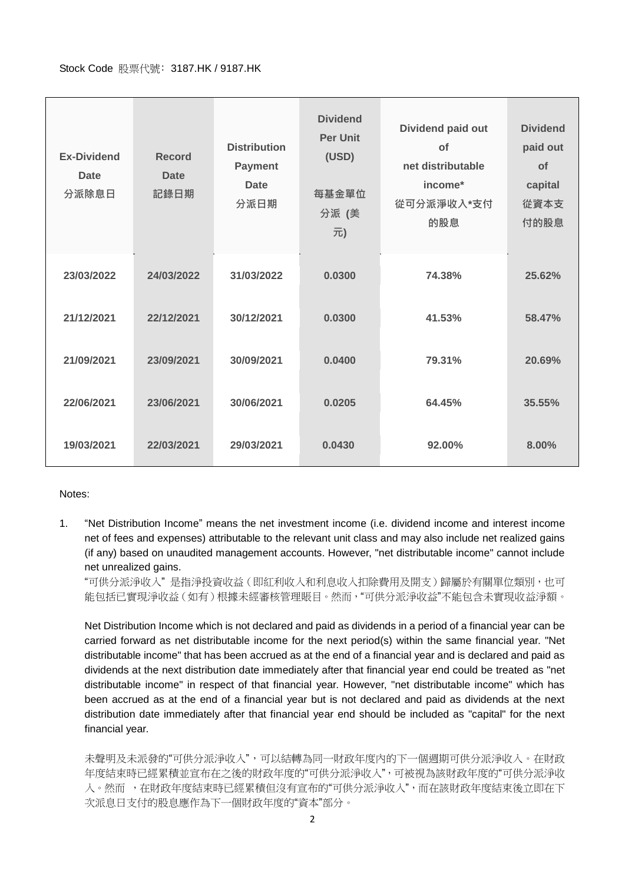Stock Code 股票代號: 3187.HK / 9187.HK

| **Ex-Dividend Date 分派除息日** | **Record Date 記錄日期** | **Distribution Payment Date 分派日期** | **Dividend Per Unit (USD) 每基金單位分派 (美元)** | **Dividend paid out of net distributable income* 從可分派淨收入*支付的股息** | **Dividend paid out of capital 從資本支付的股息** |
|---|---|---|---|---|---|
| **23/03/2022** | **24/03/2022** | **31/03/2022** | **0.0300** | **74.38%** | **25.62%** |
| **21/12/2021** | **22/12/2021** | **30/12/2021** | **0.0300** | **41.53%** | **58.47%** |
| **21/09/2021** | **23/09/2021** | **30/09/2021** | **0.0400** | **79.31%** | **20.69%** |
| **22/06/2021** | **23/06/2021** | **30/06/2021** | **0.0205** | **64.45%** | **35.55%** |
| **19/03/2021** | **22/03/2021** | **29/03/2021** | **0.0430** | **92.00%** | **8.00%** |

Notes:

1. "Net Distribution Income" means the net investment income (i.e. dividend income and interest income net of fees and expenses) attributable to the relevant unit class and may also include net realized gains (if any) based on unaudited management accounts. However, "net distributable income" cannot include net unrealized gains.

   "可供分派淨收入" 是指淨投資收益（即紅利收入和利息收入扣除費用及開支）歸屬於有關單位類別，也可能包括已實現淨收益（如有）根據未經審核管理賬目。然而，"可供分派淨收益"不能包含未實現收益淨額。

   Net Distribution Income which is not declared and paid as dividends in a period of a financial year can be carried forward as net distributable income for the next period(s) within the same financial year. "Net distributable income" that has been accrued as at the end of a financial year and is declared and paid as dividends at the next distribution date immediately after that financial year end could be treated as "net distributable income" in respect of that financial year. However, "net distributable income" which has been accrued as at the end of a financial year but is not declared and paid as dividends at the next distribution date immediately after that financial year end should be included as "capital" for the next financial year.

   未聲明及未派發的"可供分派淨收入"，可以結轉為同一財政年度內的下一個週期可供分派淨收入。在財政年度結束時已經累積並宣布在之後的財政年度的"可供分派淨收入"，可被視為該財政年度的"可供分派淨收入。然而 ，在財政年度結束時已經累積但沒有宣布的"可供分派淨收入"，而在該財政年度結束後立即在下次派息日支付的股息應作為下一個財政年度的"資本"部分。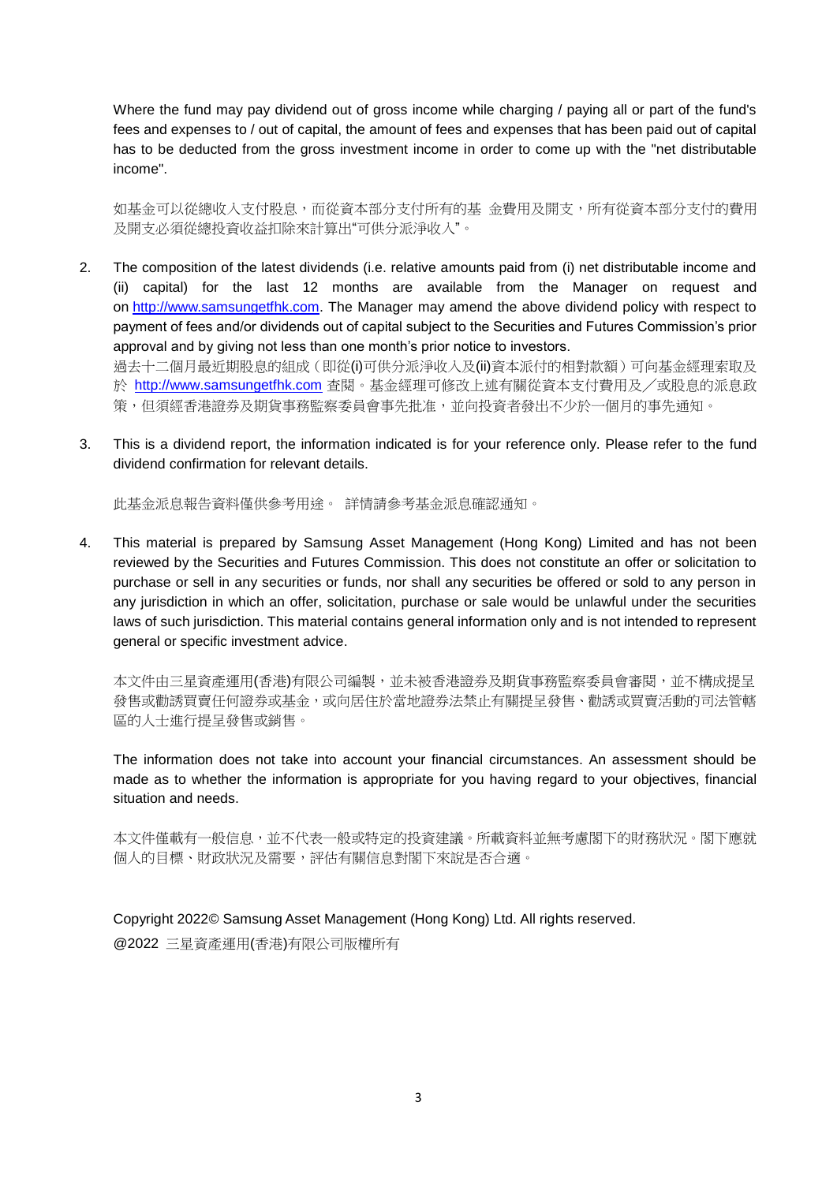Where the fund may pay dividend out of gross income while charging / paying all or part of the fund's fees and expenses to / out of capital, the amount of fees and expenses that has been paid out of capital has to be deducted from the gross investment income in order to come up with the "net distributable income".

如基金可以從總收入支付股息，而從資本部分支付所有的基 金費用及開支，所有從資本部分支付的費用及開支必須從總投資收益扣除來計算出"可供分派淨收入"。

2. The composition of the latest dividends (i.e. relative amounts paid from (i) net distributable income and (ii) capital) for the last 12 months are available from the Manager on request and on http://www.samsungetfhk.com. The Manager may amend the above dividend policy with respect to payment of fees and/or dividends out of capital subject to the Securities and Futures Commission's prior approval and by giving not less than one month's prior notice to investors.
過去十二個月最近期股息的組成（即從(i)可供分派淨收入及(ii)資本派付的相對款額）可向基金經理索取及於 http://www.samsungetfhk.com 查閱。基金經理可修改上述有關從資本支付費用及／或股息的派息政策，但須經香港證券及期貨事務監察委員會事先批准，並向投資者發出不少於一個月的事先通知。

3. This is a dividend report, the information indicated is for your reference only. Please refer to the fund dividend confirmation for relevant details.

   此基金派息報告資料僅供參考用途。 詳情請參考基金派息確認通知。

4. This material is prepared by Samsung Asset Management (Hong Kong) Limited and has not been reviewed by the Securities and Futures Commission. This does not constitute an offer or solicitation to purchase or sell in any securities or funds, nor shall any securities be offered or sold to any person in any jurisdiction in which an offer, solicitation, purchase or sale would be unlawful under the securities laws of such jurisdiction. This material contains general information only and is not intended to represent general or specific investment advice.

   本文件由三星資產運用(香港)有限公司編製，並未被香港證券及期貨事務監察委員會審閱，並不構成提呈發售或勸誘買賣任何證券或基金，或向居住於當地證券法禁止有關提呈發售、勸誘或買賣活動的司法管轄區的人士進行提呈發售或銷售。

   The information does not take into account your financial circumstances. An assessment should be made as to whether the information is appropriate for you having regard to your objectives, financial situation and needs.

   本文件僅載有一般信息，並不代表一般或特定的投資建議。所載資料並無考慮閣下的財務狀況。閣下應就個人的目標、財政狀況及需要，評估有關信息對閣下來說是否合適。

Copyright 2022© Samsung Asset Management (Hong Kong) Ltd. All rights reserved.
@2022 三星資產運用(香港)有限公司版權所有